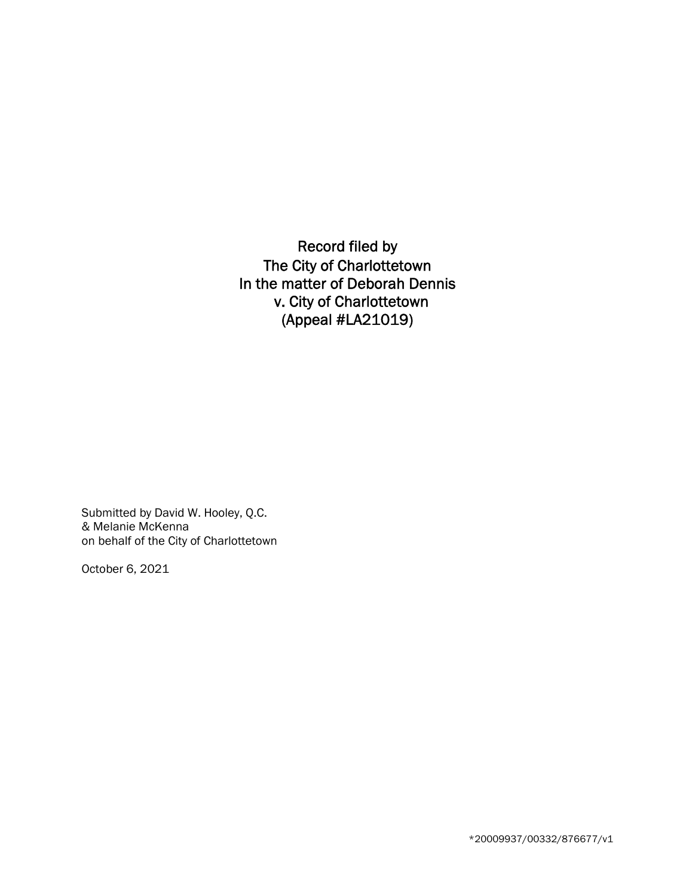# Record filed by The City of Charlottetown In the matter of Deborah Dennis v. City of Charlottetown (Appeal #LA21019)

Submitted by David W. Hooley, Q.C.
& Melanie McKenna
on behalf of the City of Charlottetown

October 6, 2021

*20009937/00332/876677/v1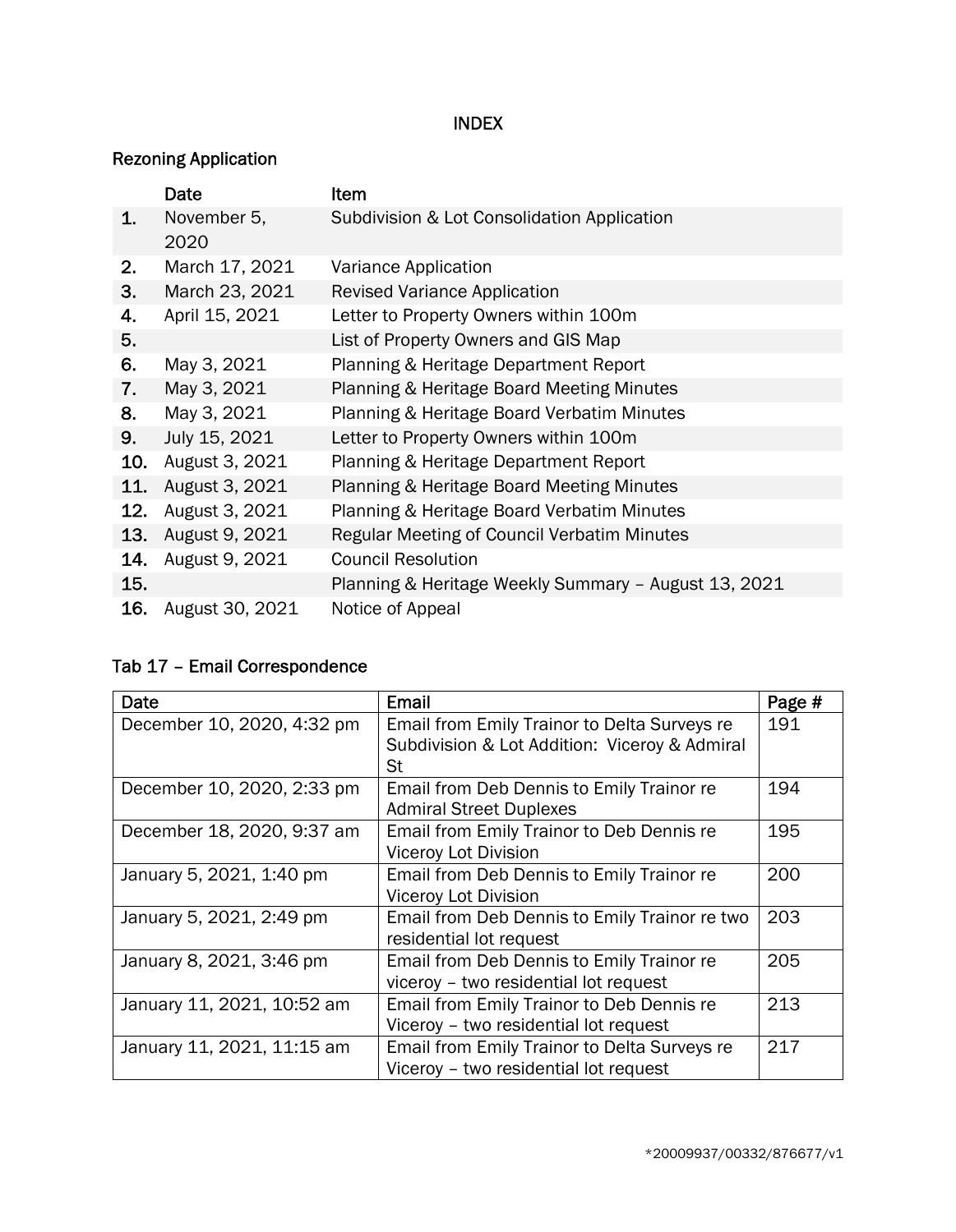# INDEX

## Rezoning Application

| | Date | Item |
|---|---|---|
| 1. | November 5, 2020 | Subdivision & Lot Consolidation Application |
| 2. | March 17, 2021 | Variance Application |
| 3. | March 23, 2021 | Revised Variance Application |
| 4. | April 15, 2021 | Letter to Property Owners within 100m |
| 5. | | List of Property Owners and GIS Map |
| 6. | May 3, 2021 | Planning & Heritage Department Report |
| 7. | May 3, 2021 | Planning & Heritage Board Meeting Minutes |
| 8. | May 3, 2021 | Planning & Heritage Board Verbatim Minutes |
| 9. | July 15, 2021 | Letter to Property Owners within 100m |
| 10. | August 3, 2021 | Planning & Heritage Department Report |
| 11. | August 3, 2021 | Planning & Heritage Board Meeting Minutes |
| 12. | August 3, 2021 | Planning & Heritage Board Verbatim Minutes |
| 13. | August 9, 2021 | Regular Meeting of Council Verbatim Minutes |
| 14. | August 9, 2021 | Council Resolution |
| 15. | | Planning & Heritage Weekly Summary – August 13, 2021 |
| 16. | August 30, 2021 | Notice of Appeal |

## Tab 17 – Email Correspondence

| Date | Email | Page # |
|---|---|---|
| December 10, 2020, 4:32 pm | Email from Emily Trainor to Delta Surveys re Subdivision & Lot Addition: Viceroy & Admiral St | 191 |
| December 10, 2020, 2:33 pm | Email from Deb Dennis to Emily Trainor re Admiral Street Duplexes | 194 |
| December 18, 2020, 9:37 am | Email from Emily Trainor to Deb Dennis re Viceroy Lot Division | 195 |
| January 5, 2021, 1:40 pm | Email from Deb Dennis to Emily Trainor re Viceroy Lot Division | 200 |
| January 5, 2021, 2:49 pm | Email from Deb Dennis to Emily Trainor re two residential lot request | 203 |
| January 8, 2021, 3:46 pm | Email from Deb Dennis to Emily Trainor re viceroy – two residential lot request | 205 |
| January 11, 2021, 10:52 am | Email from Emily Trainor to Deb Dennis re Viceroy – two residential lot request | 213 |
| January 11, 2021, 11:15 am | Email from Emily Trainor to Delta Surveys re Viceroy – two residential lot request | 217 |

*20009937/00332/876677/v1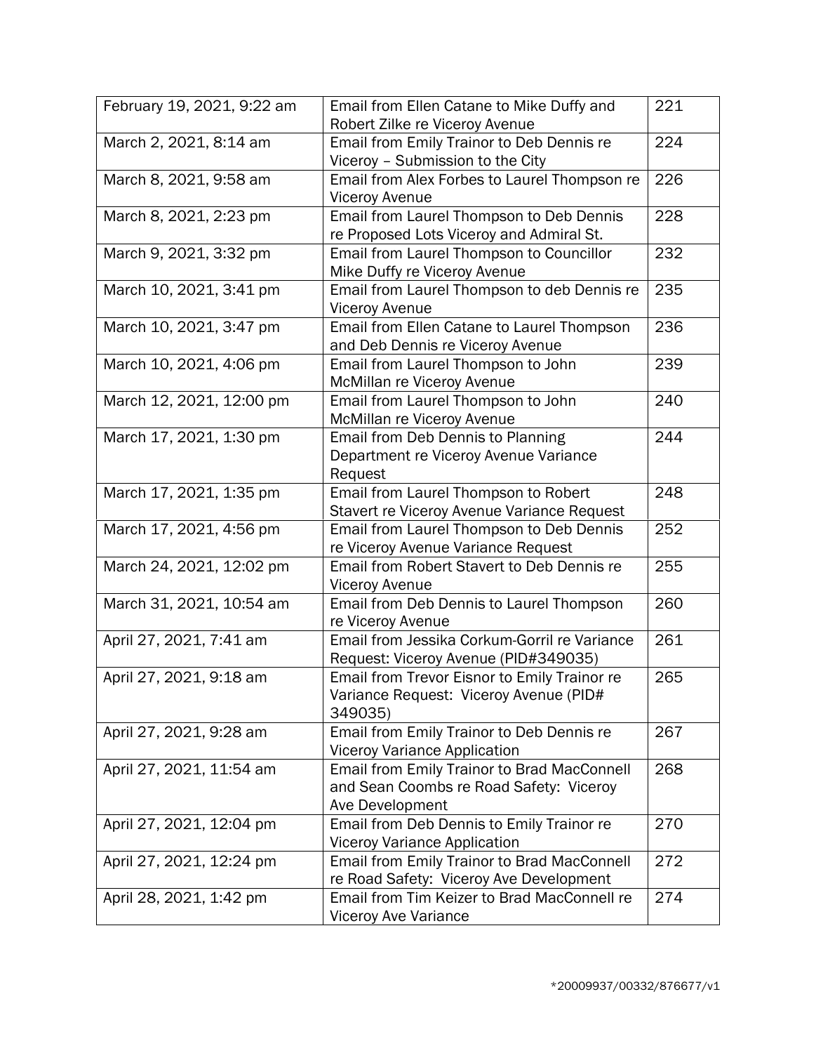| | | |
|---|---|---|
| February 19, 2021, 9:22 am | Email from Ellen Catane to Mike Duffy and Robert Zilke re Viceroy Avenue | 221 |
| March 2, 2021, 8:14 am | Email from Emily Trainor to Deb Dennis re Viceroy – Submission to the City | 224 |
| March 8, 2021, 9:58 am | Email from Alex Forbes to Laurel Thompson re Viceroy Avenue | 226 |
| March 8, 2021, 2:23 pm | Email from Laurel Thompson to Deb Dennis re Proposed Lots Viceroy and Admiral St. | 228 |
| March 9, 2021, 3:32 pm | Email from Laurel Thompson to Councillor Mike Duffy re Viceroy Avenue | 232 |
| March 10, 2021, 3:41 pm | Email from Laurel Thompson to deb Dennis re Viceroy Avenue | 235 |
| March 10, 2021, 3:47 pm | Email from Ellen Catane to Laurel Thompson and Deb Dennis re Viceroy Avenue | 236 |
| March 10, 2021, 4:06 pm | Email from Laurel Thompson to John McMillan re Viceroy Avenue | 239 |
| March 12, 2021, 12:00 pm | Email from Laurel Thompson to John McMillan re Viceroy Avenue | 240 |
| March 17, 2021, 1:30 pm | Email from Deb Dennis to Planning Department re Viceroy Avenue Variance Request | 244 |
| March 17, 2021, 1:35 pm | Email from Laurel Thompson to Robert Stavert re Viceroy Avenue Variance Request | 248 |
| March 17, 2021, 4:56 pm | Email from Laurel Thompson to Deb Dennis re Viceroy Avenue Variance Request | 252 |
| March 24, 2021, 12:02 pm | Email from Robert Stavert to Deb Dennis re Viceroy Avenue | 255 |
| March 31, 2021, 10:54 am | Email from Deb Dennis to Laurel Thompson re Viceroy Avenue | 260 |
| April 27, 2021, 7:41 am | Email from Jessika Corkum-Gorril re Variance Request: Viceroy Avenue (PID#349035) | 261 |
| April 27, 2021, 9:18 am | Email from Trevor Eisnor to Emily Trainor re Variance Request: Viceroy Avenue (PID# 349035) | 265 |
| April 27, 2021, 9:28 am | Email from Emily Trainor to Deb Dennis re Viceroy Variance Application | 267 |
| April 27, 2021, 11:54 am | Email from Emily Trainor to Brad MacConnell and Sean Coombs re Road Safety: Viceroy Ave Development | 268 |
| April 27, 2021, 12:04 pm | Email from Deb Dennis to Emily Trainor re Viceroy Variance Application | 270 |
| April 27, 2021, 12:24 pm | Email from Emily Trainor to Brad MacConnell re Road Safety: Viceroy Ave Development | 272 |
| April 28, 2021, 1:42 pm | Email from Tim Keizer to Brad MacConnell re Viceroy Ave Variance | 274 |

*20009937/00332/876677/v1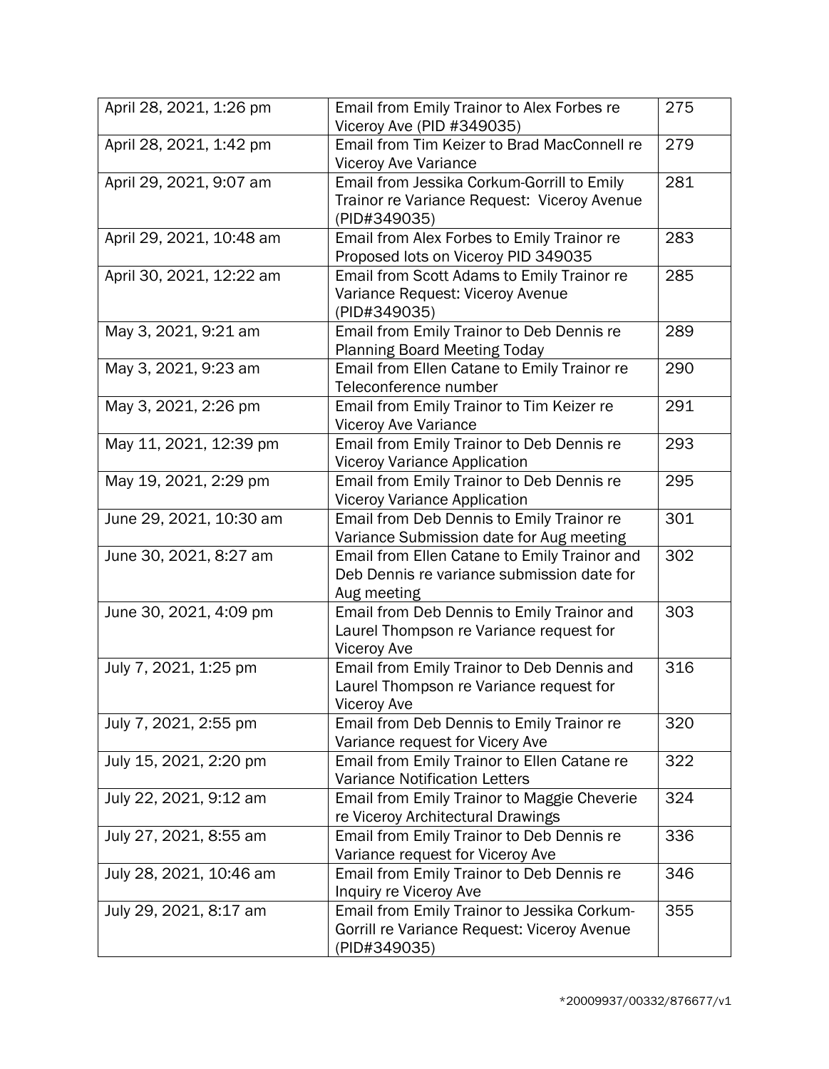| | | |
|---|---|---|
| April 28, 2021, 1:26 pm | Email from Emily Trainor to Alex Forbes re Viceroy Ave (PID #349035) | 275 |
| April 28, 2021, 1:42 pm | Email from Tim Keizer to Brad MacConnell re Viceroy Ave Variance | 279 |
| April 29, 2021, 9:07 am | Email from Jessika Corkum-Gorrill to Emily Trainor re Variance Request: Viceroy Avenue (PID#349035) | 281 |
| April 29, 2021, 10:48 am | Email from Alex Forbes to Emily Trainor re Proposed lots on Viceroy PID 349035 | 283 |
| April 30, 2021, 12:22 am | Email from Scott Adams to Emily Trainor re Variance Request: Viceroy Avenue (PID#349035) | 285 |
| May 3, 2021, 9:21 am | Email from Emily Trainor to Deb Dennis re Planning Board Meeting Today | 289 |
| May 3, 2021, 9:23 am | Email from Ellen Catane to Emily Trainor re Teleconference number | 290 |
| May 3, 2021, 2:26 pm | Email from Emily Trainor to Tim Keizer re Viceroy Ave Variance | 291 |
| May 11, 2021, 12:39 pm | Email from Emily Trainor to Deb Dennis re Viceroy Variance Application | 293 |
| May 19, 2021, 2:29 pm | Email from Emily Trainor to Deb Dennis re Viceroy Variance Application | 295 |
| June 29, 2021, 10:30 am | Email from Deb Dennis to Emily Trainor re Variance Submission date for Aug meeting | 301 |
| June 30, 2021, 8:27 am | Email from Ellen Catane to Emily Trainor and Deb Dennis re variance submission date for Aug meeting | 302 |
| June 30, 2021, 4:09 pm | Email from Deb Dennis to Emily Trainor and Laurel Thompson re Variance request for Viceroy Ave | 303 |
| July 7, 2021, 1:25 pm | Email from Emily Trainor to Deb Dennis and Laurel Thompson re Variance request for Viceroy Ave | 316 |
| July 7, 2021, 2:55 pm | Email from Deb Dennis to Emily Trainor re Variance request for Vicery Ave | 320 |
| July 15, 2021, 2:20 pm | Email from Emily Trainor to Ellen Catane re Variance Notification Letters | 322 |
| July 22, 2021, 9:12 am | Email from Emily Trainor to Maggie Cheverie re Viceroy Architectural Drawings | 324 |
| July 27, 2021, 8:55 am | Email from Emily Trainor to Deb Dennis re Variance request for Viceroy Ave | 336 |
| July 28, 2021, 10:46 am | Email from Emily Trainor to Deb Dennis re Inquiry re Viceroy Ave | 346 |
| July 29, 2021, 8:17 am | Email from Emily Trainor to Jessika Corkum-Gorrill re Variance Request: Viceroy Avenue (PID#349035) | 355 |

*20009937/00332/876677/v1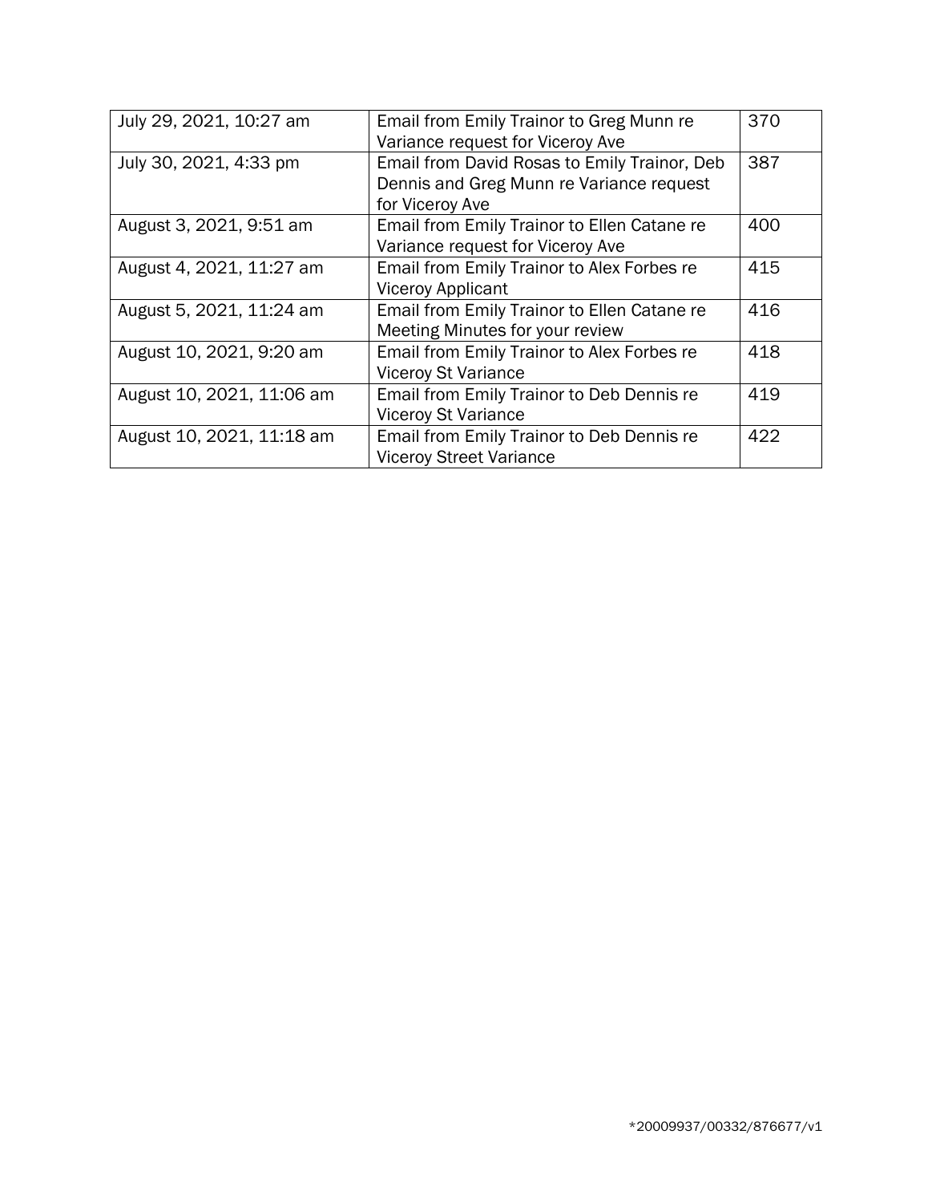| | | |
|---|---|---|
| July 29, 2021, 10:27 am | Email from Emily Trainor to Greg Munn re Variance request for Viceroy Ave | 370 |
| July 30, 2021, 4:33 pm | Email from David Rosas to Emily Trainor, Deb Dennis and Greg Munn re Variance request for Viceroy Ave | 387 |
| August 3, 2021, 9:51 am | Email from Emily Trainor to Ellen Catane re Variance request for Viceroy Ave | 400 |
| August 4, 2021, 11:27 am | Email from Emily Trainor to Alex Forbes re Viceroy Applicant | 415 |
| August 5, 2021, 11:24 am | Email from Emily Trainor to Ellen Catane re Meeting Minutes for your review | 416 |
| August 10, 2021, 9:20 am | Email from Emily Trainor to Alex Forbes re Viceroy St Variance | 418 |
| August 10, 2021, 11:06 am | Email from Emily Trainor to Deb Dennis re Viceroy St Variance | 419 |
| August 10, 2021, 11:18 am | Email from Emily Trainor to Deb Dennis re Viceroy Street Variance | 422 |

*20009937/00332/876677/v1